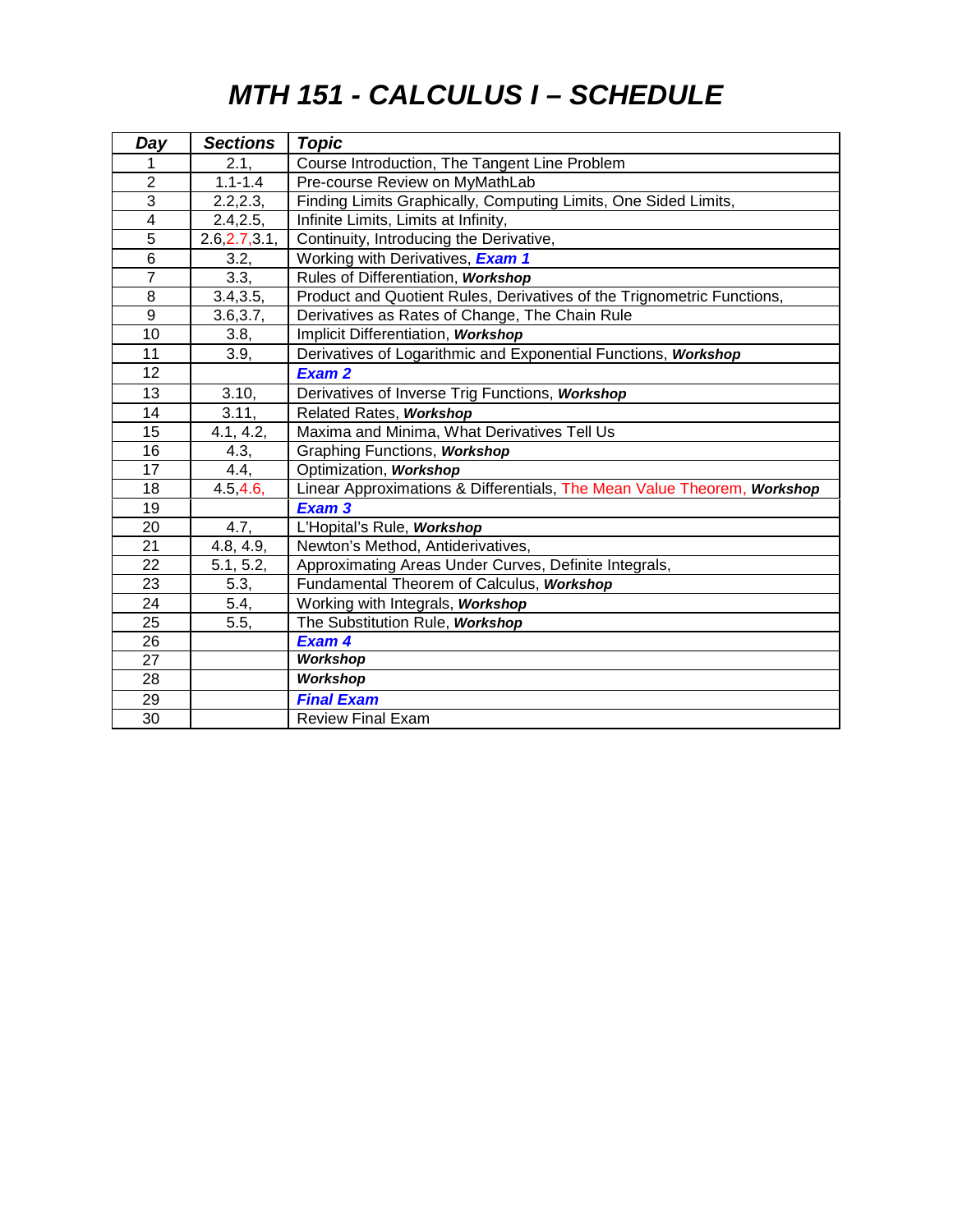# *MTH 151 - CALCULUS I – SCHEDULE*

| *Day* | *Sections* | *Topic* |
|---|---|---|
| 1 | 2.1, | Course Introduction, The Tangent Line Problem |
| 2 | 1.1-1.4 | Pre-course Review on MyMathLab |
| 3 | 2.2,2.3, | Finding Limits Graphically, Computing Limits, One Sided Limits, |
| 4 | 2.4,2.5, | Infinite Limits, Limits at Infinity, |
| 5 | 2.6,2.7,3.1, | Continuity, Introducing the Derivative, |
| 6 | 3.2, | Working with Derivatives, ***Exam 1*** |
| 7 | 3.3, | Rules of Differentiation, ***Workshop*** |
| 8 | 3.4,3.5, | Product and Quotient Rules, Derivatives of the Trignometric Functions, |
| 9 | 3.6,3.7, | Derivatives as Rates of Change, The Chain Rule |
| 10 | 3.8, | Implicit Differentiation, ***Workshop*** |
| 11 | 3.9, | Derivatives of Logarithmic and Exponential Functions, ***Workshop*** |
| 12 | | ***Exam 2*** |
| 13 | 3.10, | Derivatives of Inverse Trig Functions, ***Workshop*** |
| 14 | 3.11, | Related Rates, ***Workshop*** |
| 15 | 4.1, 4.2, | Maxima and Minima, What Derivatives Tell Us |
| 16 | 4.3, | Graphing Functions, ***Workshop*** |
| 17 | 4.4, | Optimization, ***Workshop*** |
| 18 | 4.5,4.6, | Linear Approximations & Differentials, The Mean Value Theorem, ***Workshop*** |
| 19 | | ***Exam 3*** |
| 20 | 4.7, | L'Hopital's Rule, ***Workshop*** |
| 21 | 4.8, 4.9, | Newton's Method, Antiderivatives, |
| 22 | 5.1, 5.2, | Approximating Areas Under Curves, Definite Integrals, |
| 23 | 5.3, | Fundamental Theorem of Calculus, ***Workshop*** |
| 24 | 5.4, | Working with Integrals, ***Workshop*** |
| 25 | 5.5, | The Substitution Rule, ***Workshop*** |
| 26 | | ***Exam 4*** |
| 27 | | ***Workshop*** |
| 28 | | ***Workshop*** |
| 29 | | ***Final Exam*** |
| 30 | | Review Final Exam |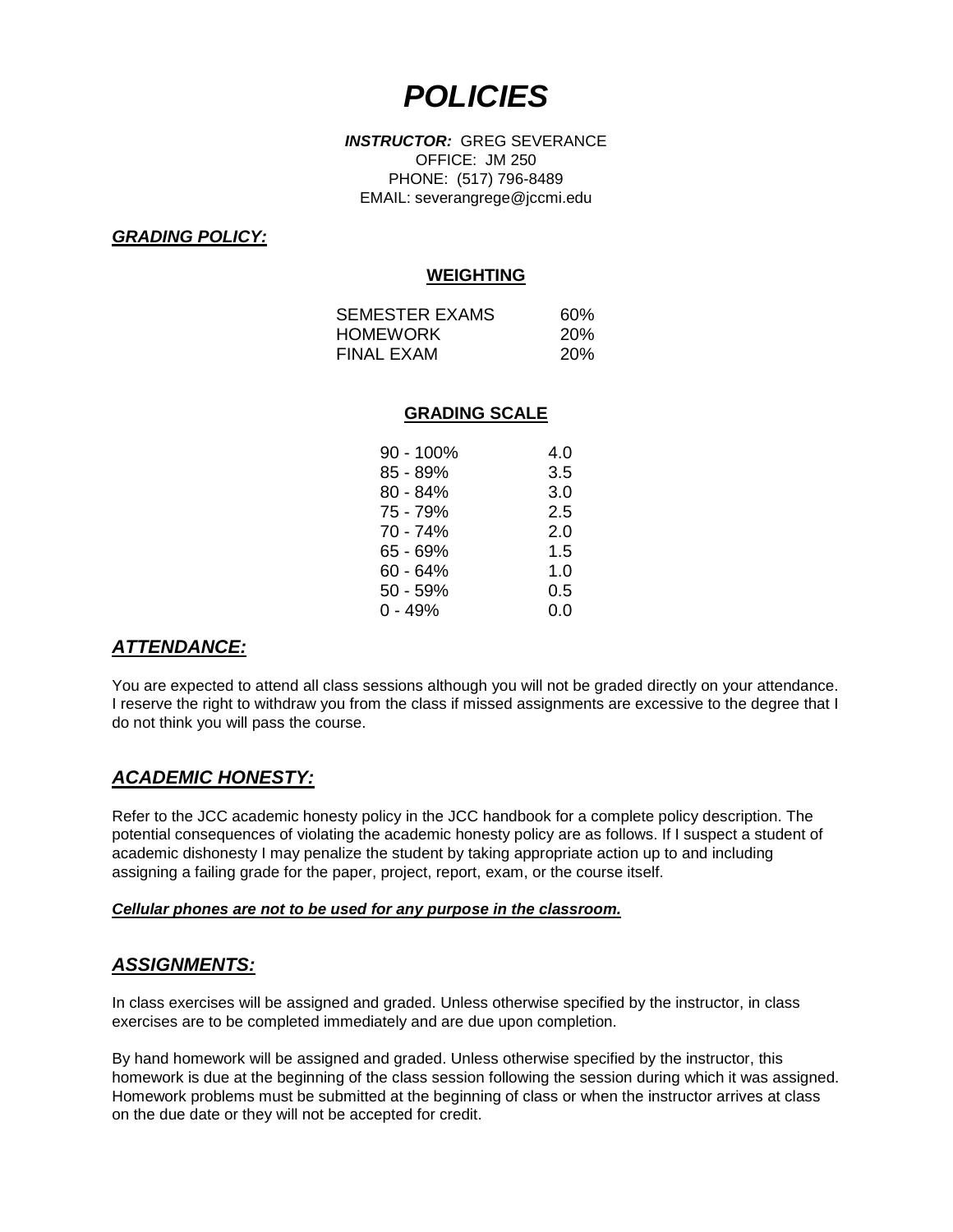# ***POLICIES***

***INSTRUCTOR:*** GREG SEVERANCE
OFFICE: JM 250
PHONE: (517) 796-8489
EMAIL: severangrege@jccmi.edu

## ***GRADING POLICY:***

### WEIGHTING

| | |
|---|---|
| SEMESTER EXAMS | 60% |
| HOMEWORK | 20% |
| FINAL EXAM | 20% |

### GRADING SCALE

| | |
|---|---|
| 90 - 100% | 4.0 |
| 85 - 89% | 3.5 |
| 80 - 84% | 3.0 |
| 75 - 79% | 2.5 |
| 70 - 74% | 2.0 |
| 65 - 69% | 1.5 |
| 60 - 64% | 1.0 |
| 50 - 59% | 0.5 |
| 0 - 49% | 0.0 |

## ***ATTENDANCE:***

You are expected to attend all class sessions although you will not be graded directly on your attendance. I reserve the right to withdraw you from the class if missed assignments are excessive to the degree that I do not think you will pass the course.

## ***ACADEMIC HONESTY:***

Refer to the JCC academic honesty policy in the JCC handbook for a complete policy description. The potential consequences of violating the academic honesty policy are as follows. If I suspect a student of academic dishonesty I may penalize the student by taking appropriate action up to and including assigning a failing grade for the paper, project, report, exam, or the course itself.

***Cellular phones are not to be used for any purpose in the classroom.***

## ***ASSIGNMENTS:***

In class exercises will be assigned and graded. Unless otherwise specified by the instructor, in class exercises are to be completed immediately and are due upon completion.

By hand homework will be assigned and graded. Unless otherwise specified by the instructor, this homework is due at the beginning of the class session following the session during which it was assigned. Homework problems must be submitted at the beginning of class or when the instructor arrives at class on the due date or they will not be accepted for credit.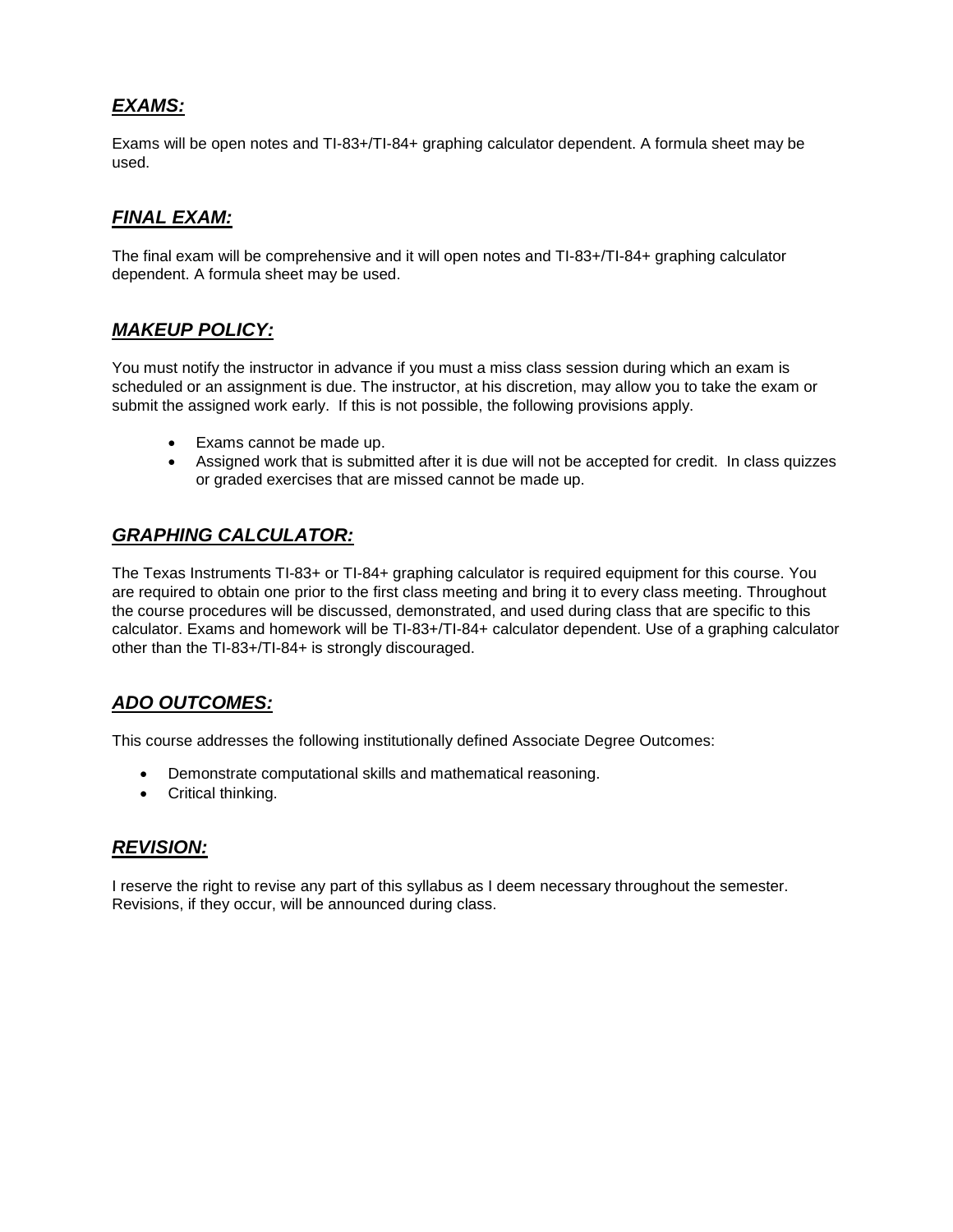## ***EXAMS:***

Exams will be open notes and TI-83+/TI-84+ graphing calculator dependent. A formula sheet may be used.

## ***FINAL EXAM:***

The final exam will be comprehensive and it will open notes and TI-83+/TI-84+ graphing calculator dependent. A formula sheet may be used.

## ***MAKEUP POLICY:***

You must notify the instructor in advance if you must a miss class session during which an exam is scheduled or an assignment is due. The instructor, at his discretion, may allow you to take the exam or submit the assigned work early. If this is not possible, the following provisions apply.

- Exams cannot be made up.
- Assigned work that is submitted after it is due will not be accepted for credit. In class quizzes or graded exercises that are missed cannot be made up.

## ***GRAPHING CALCULATOR:***

The Texas Instruments TI-83+ or TI-84+ graphing calculator is required equipment for this course. You are required to obtain one prior to the first class meeting and bring it to every class meeting. Throughout the course procedures will be discussed, demonstrated, and used during class that are specific to this calculator. Exams and homework will be TI-83+/TI-84+ calculator dependent. Use of a graphing calculator other than the TI-83+/TI-84+ is strongly discouraged.

## ***ADO OUTCOMES:***

This course addresses the following institutionally defined Associate Degree Outcomes:

- Demonstrate computational skills and mathematical reasoning.
- Critical thinking.

## ***REVISION:***

I reserve the right to revise any part of this syllabus as I deem necessary throughout the semester. Revisions, if they occur, will be announced during class.